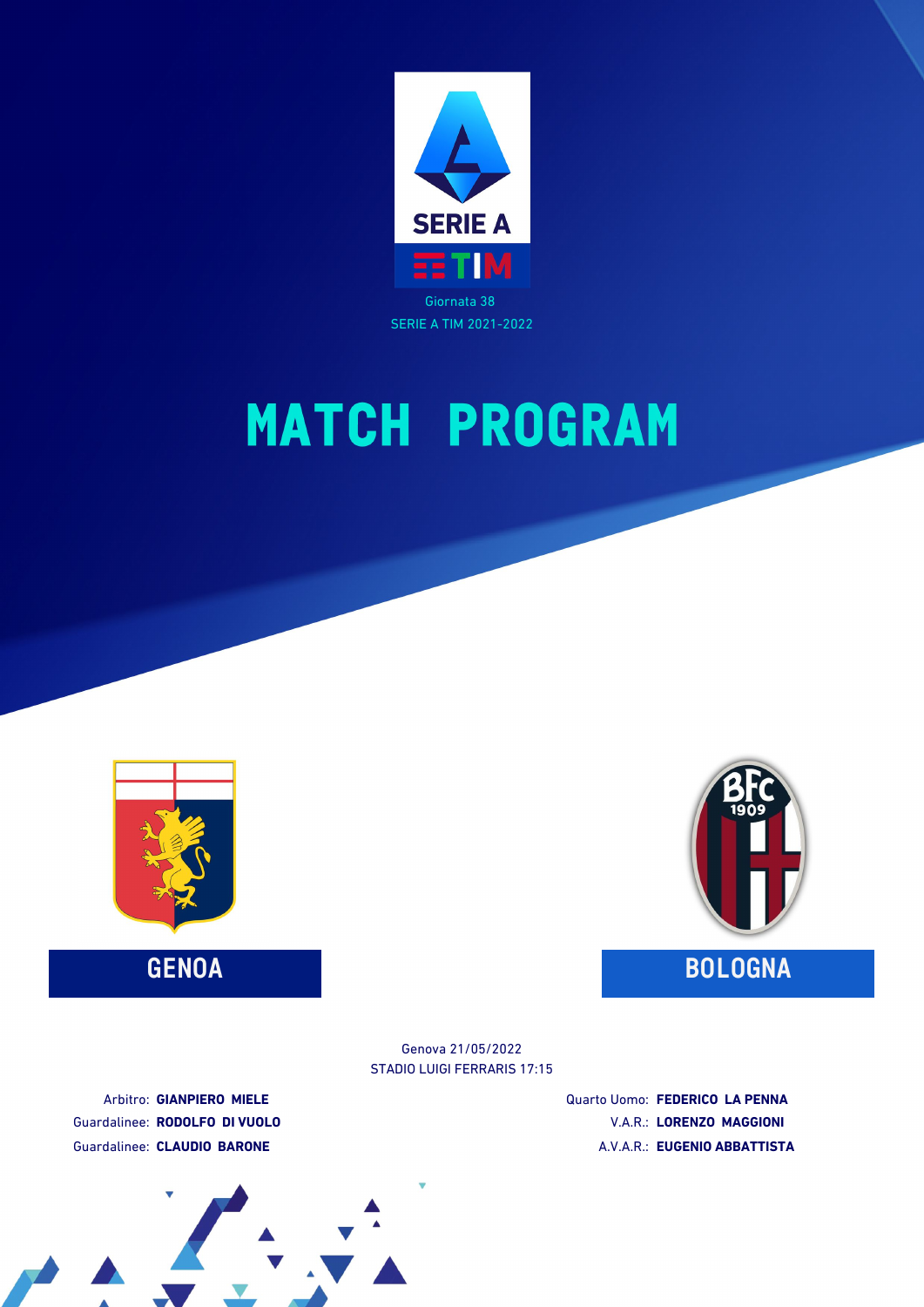SERIE A

TIM

Giornata 38

SERIE A TIM 2021-2022

# MATCH PROGRAM

GENOA

BOLOGNA

Genova 21/05/2022

STADIO LUIGI FERRARIS 17:15

Arbitro: **GIANPIERO MIELE**

Guardalinee: **RODOLFO DI VUOLO**

Guardalinee: **CLAUDIO BARONE**

Quarto Uomo: **FEDERICO LA PENNA**

V.A.R.: **LORENZO MAGGIONI**

A.V.A.R.: **EUGENIO ABBATTISTA**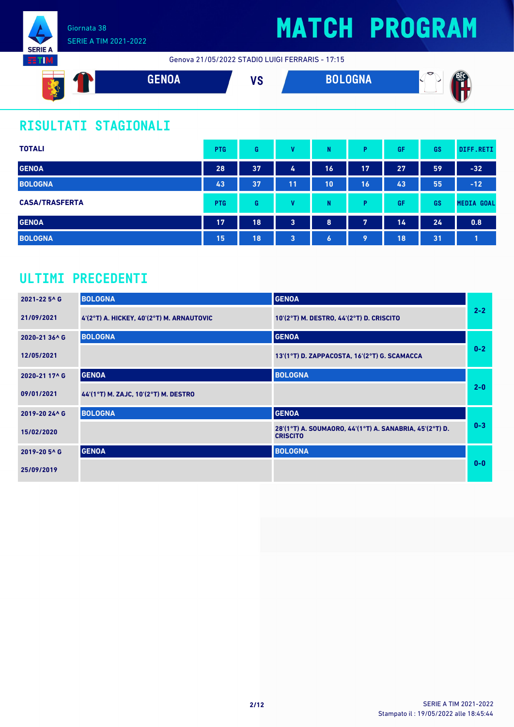Giornata 38

SERIE A TIM 2021-2022

# MATCH PROGRAM

Genova 21/05/2022 STADIO LUIGI FERRARIS - 17:15

**GENOA** VS **BOLOGNA**

## RISULTATI STAGIONALI

| TOTALI | PTG | G | V | N | P | GF | GS | DIFF.RETI |
|---|---|---|---|---|---|---|---|---|
| GENOA | 28 | 37 | 4 | 16 | 17 | 27 | 59 | -32 |
| BOLOGNA | 43 | 37 | 11 | 10 | 16 | 43 | 55 | -12 |

| CASA/TRASFERTA | PTG | G | V | N | P | GF | GS | MEDIA GOAL |
|---|---|---|---|---|---|---|---|---|
| GENOA | 17 | 18 | 3 | 8 | 7 | 14 | 24 | 0.8 |
| BOLOGNA | 15 | 18 | 3 | 6 | 9 | 18 | 31 | 1 |

## ULTIMI PRECEDENTI

| | | | |
|---|---|---|---|
| 2021-22 5^ G | BOLOGNA | GENOA | 2-2 |
| 21/09/2021 | 4'(2°T) A. HICKEY, 40'(2°T) M. ARNAUTOVIC | 10'(2°T) M. DESTRO, 44'(2°T) D. CRISCITO | |
| 2020-21 36^ G | BOLOGNA | GENOA | 0-2 |
| 12/05/2021 | | 13'(1°T) D. ZAPPACOSTA, 16'(2°T) G. SCAMACCA | |
| 2020-21 17^ G | GENOA | BOLOGNA | 2-0 |
| 09/01/2021 | 44'(1°T) M. ZAJC, 10'(2°T) M. DESTRO | | |
| 2019-20 24^ G | BOLOGNA | GENOA | 0-3 |
| 15/02/2020 | | 28'(1°T) A. SOUMAORO, 44'(1°T) A. SANABRIA, 45'(2°T) D. CRISCITO | |
| 2019-20 5^ G | GENOA | BOLOGNA | 0-0 |
| 25/09/2019 | | | |

SERIE A TIM 2021-2022

Stampato il : 19/05/2022 alle 18:45:44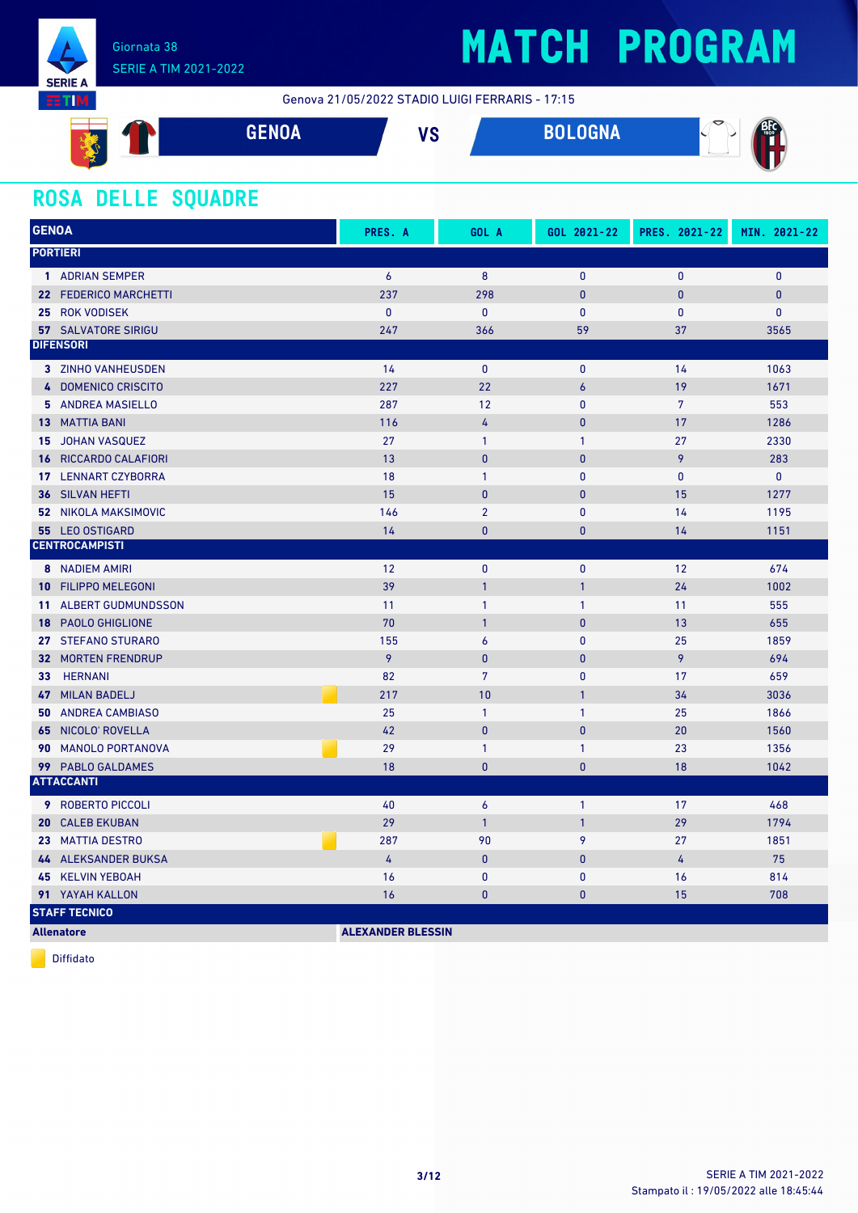Giornata 38

SERIE A TIM 2021-2022

# MATCH PROGRAM

Genova 21/05/2022 STADIO LUIGI FERRARIS - 17:15

**GENOA** VS **BOLOGNA**

## ROSA DELLE SQUADRE

| GENOA | | PRES. A | GOL A | GOL 2021-22 | PRES. 2021-22 | MIN. 2021-22 |
|---|---|---|---|---|---|---|
| **PORTIERI** | | | | | | |
| 1 | ADRIAN SEMPER | 6 | 8 | 0 | 0 | 0 |
| 22 | FEDERICO MARCHETTI | 237 | 298 | 0 | 0 | 0 |
| 25 | ROK VODISEK | 0 | 0 | 0 | 0 | 0 |
| 57 | SALVATORE SIRIGU | 247 | 366 | 59 | 37 | 3565 |
| **DIFENSORI** | | | | | | |
| 3 | ZINHO VANHEUSDEN | 14 | 0 | 0 | 14 | 1063 |
| 4 | DOMENICO CRISCITO | 227 | 22 | 6 | 19 | 1671 |
| 5 | ANDREA MASIELLO | 287 | 12 | 0 | 7 | 553 |
| 13 | MATTIA BANI | 116 | 4 | 0 | 17 | 1286 |
| 15 | JOHAN VASQUEZ | 27 | 1 | 1 | 27 | 2330 |
| 16 | RICCARDO CALAFIORI | 13 | 0 | 0 | 9 | 283 |
| 17 | LENNART CZYBORRA | 18 | 1 | 0 | 0 | 0 |
| 36 | SILVAN HEFTI | 15 | 0 | 0 | 15 | 1277 |
| 52 | NIKOLA MAKSIMOVIC | 146 | 2 | 0 | 14 | 1195 |
| 55 | LEO OSTIGARD | 14 | 0 | 0 | 14 | 1151 |
| **CENTROCAMPISTI** | | | | | | |
| 8 | NADIEM AMIRI | 12 | 0 | 0 | 12 | 674 |
| 10 | FILIPPO MELEGONI | 39 | 1 | 1 | 24 | 1002 |
| 11 | ALBERT GUDMUNDSSON | 11 | 1 | 1 | 11 | 555 |
| 18 | PAOLO GHIGLIONE | 70 | 1 | 0 | 13 | 655 |
| 27 | STEFANO STURARO | 155 | 6 | 0 | 25 | 1859 |
| 32 | MORTEN FRENDRUP | 9 | 0 | 0 | 9 | 694 |
| 33 | HERNANI | 82 | 7 | 0 | 17 | 659 |
| 47 | MILAN BADELJ (Diffidato) | 217 | 10 | 1 | 34 | 3036 |
| 50 | ANDREA CAMBIASO | 25 | 1 | 1 | 25 | 1866 |
| 65 | NICOLO' ROVELLA | 42 | 0 | 0 | 20 | 1560 |
| 90 | MANOLO PORTANOVA (Diffidato) | 29 | 1 | 1 | 23 | 1356 |
| 99 | PABLO GALDAMES | 18 | 0 | 0 | 18 | 1042 |
| **ATTACCANTI** | | | | | | |
| 9 | ROBERTO PICCOLI | 40 | 6 | 1 | 17 | 468 |
| 20 | CALEB EKUBAN | 29 | 1 | 1 | 29 | 1794 |
| 23 | MATTIA DESTRO (Diffidato) | 287 | 90 | 9 | 27 | 1851 |
| 44 | ALEKSANDER BUKSA | 4 | 0 | 0 | 4 | 75 |
| 45 | KELVIN YEBOAH | 16 | 0 | 0 | 16 | 814 |
| 91 | YAYAH KALLON | 16 | 0 | 0 | 15 | 708 |

**STAFF TECNICO**

**Allenatore**: **ALEXANDER BLESSIN**

Diffidato

SERIE A TIM 2021-2022

Stampato il : 19/05/2022 alle 18:45:44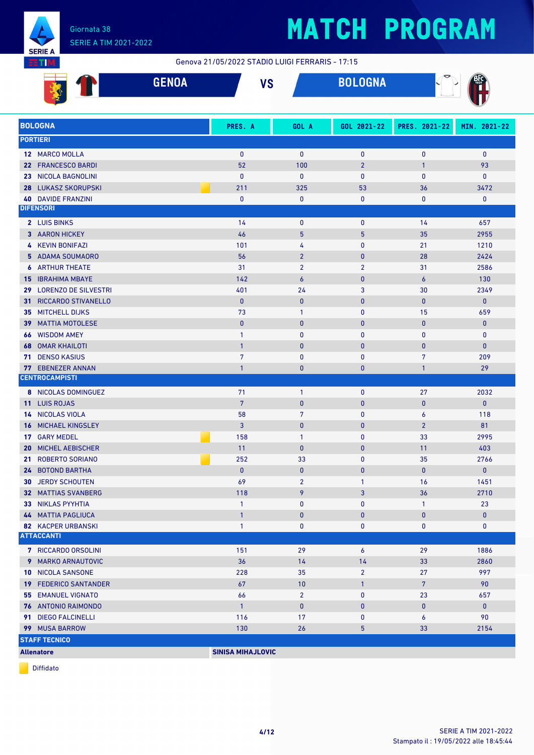# MATCH PROGRAM

Giornata 38
SERIE A TIM 2021-2022

Genova 21/05/2022 STADIO LUIGI FERRARIS - 17:15

## GENOA VS BOLOGNA

| BOLOGNA | | PRES. A | GOL A | GOL 2021-22 | PRES. 2021-22 | MIN. 2021-22 |
|---|---|---|---|---|---|---|
| **PORTIERI** | | | | | | |
| 12 | MARCO MOLLA | 0 | 0 | 0 | 0 | 0 |
| 22 | FRANCESCO BARDI | 52 | 100 | 2 | 1 | 93 |
| 23 | NICOLA BAGNOLINI | 0 | 0 | 0 | 0 | 0 |
| 28 | LUKASZ SKORUPSKI (Diffidato) | 211 | 325 | 53 | 36 | 3472 |
| 40 | DAVIDE FRANZINI | 0 | 0 | 0 | 0 | 0 |
| **DIFENSORI** | | | | | | |
| 2 | LUIS BINKS | 14 | 0 | 0 | 14 | 657 |
| 3 | AARON HICKEY | 46 | 5 | 5 | 35 | 2955 |
| 4 | KEVIN BONIFAZI | 101 | 4 | 0 | 21 | 1210 |
| 5 | ADAMA SOUMAORO | 56 | 2 | 0 | 28 | 2424 |
| 6 | ARTHUR THEATE | 31 | 2 | 2 | 31 | 2586 |
| 15 | IBRAHIMA MBAYE | 142 | 6 | 0 | 6 | 130 |
| 29 | LORENZO DE SILVESTRI | 401 | 24 | 3 | 30 | 2349 |
| 31 | RICCARDO STIVANELLO | 0 | 0 | 0 | 0 | 0 |
| 35 | MITCHELL DIJKS | 73 | 1 | 0 | 15 | 659 |
| 39 | MATTIA MOTOLESE | 0 | 0 | 0 | 0 | 0 |
| 66 | WISDOM AMEY | 1 | 0 | 0 | 0 | 0 |
| 68 | OMAR KHAILOTI | 1 | 0 | 0 | 0 | 0 |
| 71 | DENSO KASIUS | 7 | 0 | 0 | 7 | 209 |
| 77 | EBENEZER ANNAN | 1 | 0 | 0 | 1 | 29 |
| **CENTROCAMPISTI** | | | | | | |
| 8 | NICOLAS DOMINGUEZ | 71 | 1 | 0 | 27 | 2032 |
| 11 | LUIS ROJAS | 7 | 0 | 0 | 0 | 0 |
| 14 | NICOLAS VIOLA | 58 | 7 | 0 | 6 | 118 |
| 16 | MICHAEL KINGSLEY | 3 | 0 | 0 | 2 | 81 |
| 17 | GARY MEDEL (Diffidato) | 158 | 1 | 0 | 33 | 2995 |
| 20 | MICHEL AEBISCHER | 11 | 0 | 0 | 11 | 403 |
| 21 | ROBERTO SORIANO (Diffidato) | 252 | 33 | 0 | 35 | 2766 |
| 24 | BOTOND BARTHA | 0 | 0 | 0 | 0 | 0 |
| 30 | JERDY SCHOUTEN | 69 | 2 | 1 | 16 | 1451 |
| 32 | MATTIAS SVANBERG | 118 | 9 | 3 | 36 | 2710 |
| 33 | NIKLAS PYYHTIA | 1 | 0 | 0 | 1 | 23 |
| 44 | MATTIA PAGLIUCA | 1 | 0 | 0 | 0 | 0 |
| 82 | KACPER URBANSKI | 1 | 0 | 0 | 0 | 0 |
| **ATTACCANTI** | | | | | | |
| 7 | RICCARDO ORSOLINI | 151 | 29 | 6 | 29 | 1886 |
| 9 | MARKO ARNAUTOVIC | 36 | 14 | 14 | 33 | 2860 |
| 10 | NICOLA SANSONE | 228 | 35 | 2 | 27 | 997 |
| 19 | FEDERICO SANTANDER | 67 | 10 | 1 | 7 | 90 |
| 55 | EMANUEL VIGNATO | 66 | 2 | 0 | 23 | 657 |
| 76 | ANTONIO RAIMONDO | 1 | 0 | 0 | 0 | 0 |
| 91 | DIEGO FALCINELLI | 116 | 17 | 0 | 6 | 90 |
| 99 | MUSA BARROW | 130 | 26 | 5 | 33 | 2154 |
| **STAFF TECNICO** | | | | | | |
| **Allenatore** | | **SINISA MIHAJLOVIC** | | | | |

Diffidato

SERIE A TIM 2021-2022
Stampato il : 19/05/2022 alle 18:45:44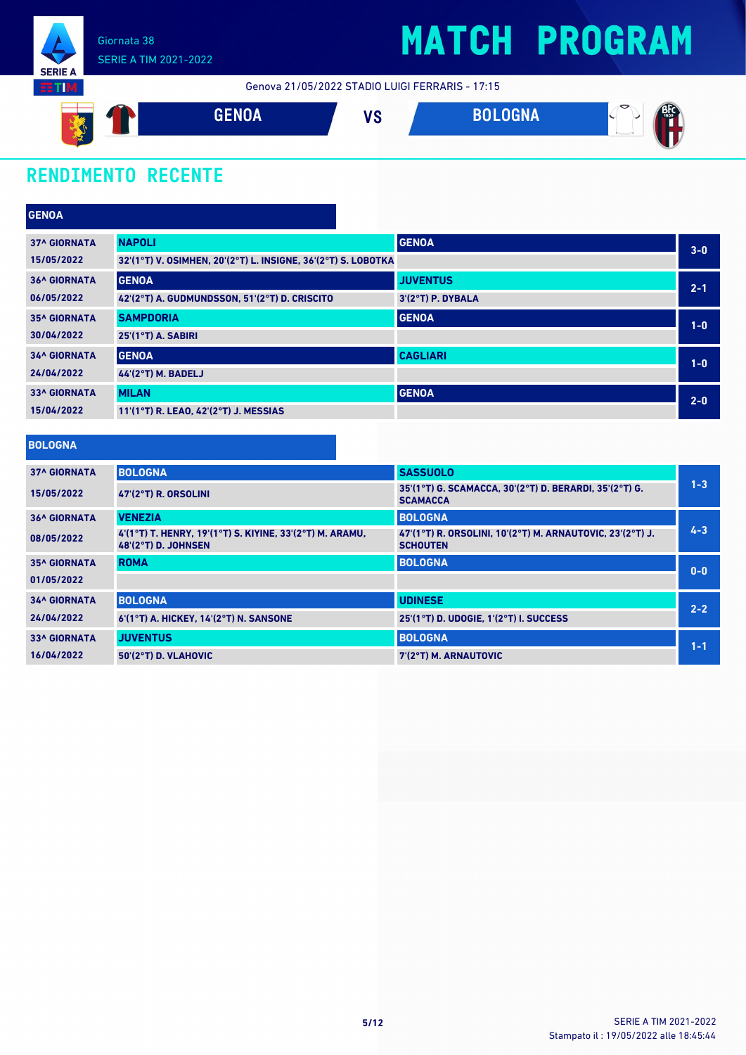Giornata 38
SERIE A TIM 2021-2022

# MATCH PROGRAM

Genova 21/05/2022 STADIO LUIGI FERRARIS - 17:15

**GENOA** VS **BOLOGNA**

## RENDIMENTO RECENTE

### GENOA

| | | | |
|---|---|---|---|
| 37^ GIORNATA 15/05/2022 | NAPOLI<br>32'(1°T) V. OSIMHEN, 20'(2°T) L. INSIGNE, 36'(2°T) S. LOBOTKA | GENOA | 3-0 |
| 36^ GIORNATA 06/05/2022 | GENOA<br>42'(2°T) A. GUDMUNDSSON, 51'(2°T) D. CRISCITO | JUVENTUS<br>3'(2°T) P. DYBALA | 2-1 |
| 35^ GIORNATA 30/04/2022 | SAMPDORIA<br>25'(1°T) A. SABIRI | GENOA | 1-0 |
| 34^ GIORNATA 24/04/2022 | GENOA<br>44'(2°T) M. BADELJ | CAGLIARI | 1-0 |
| 33^ GIORNATA 15/04/2022 | MILAN<br>11'(1°T) R. LEAO, 42'(2°T) J. MESSIAS | GENOA | 2-0 |

### BOLOGNA

| | | | |
|---|---|---|---|
| 37^ GIORNATA 15/05/2022 | BOLOGNA<br>47'(2°T) R. ORSOLINI | SASSUOLO<br>35'(1°T) G. SCAMACCA, 30'(2°T) D. BERARDI, 35'(2°T) G. SCAMACCA | 1-3 |
| 36^ GIORNATA 08/05/2022 | VENEZIA<br>4'(1°T) T. HENRY, 19'(1°T) S. KIYINE, 33'(2°T) M. ARAMU, 48'(2°T) D. JOHNSEN | BOLOGNA<br>47'(1°T) R. ORSOLINI, 10'(2°T) M. ARNAUTOVIC, 23'(2°T) J. SCHOUTEN | 4-3 |
| 35^ GIORNATA 01/05/2022 | ROMA | BOLOGNA | 0-0 |
| 34^ GIORNATA 24/04/2022 | BOLOGNA<br>6'(1°T) A. HICKEY, 14'(2°T) N. SANSONE | UDINESE<br>25'(1°T) D. UDOGIE, 1'(2°T) I. SUCCESS | 2-2 |
| 33^ GIORNATA 16/04/2022 | JUVENTUS<br>50'(2°T) D. VLAHOVIC | BOLOGNA<br>7'(2°T) M. ARNAUTOVIC | 1-1 |

SERIE A TIM 2021-2022
Stampato il : 19/05/2022 alle 18:45:44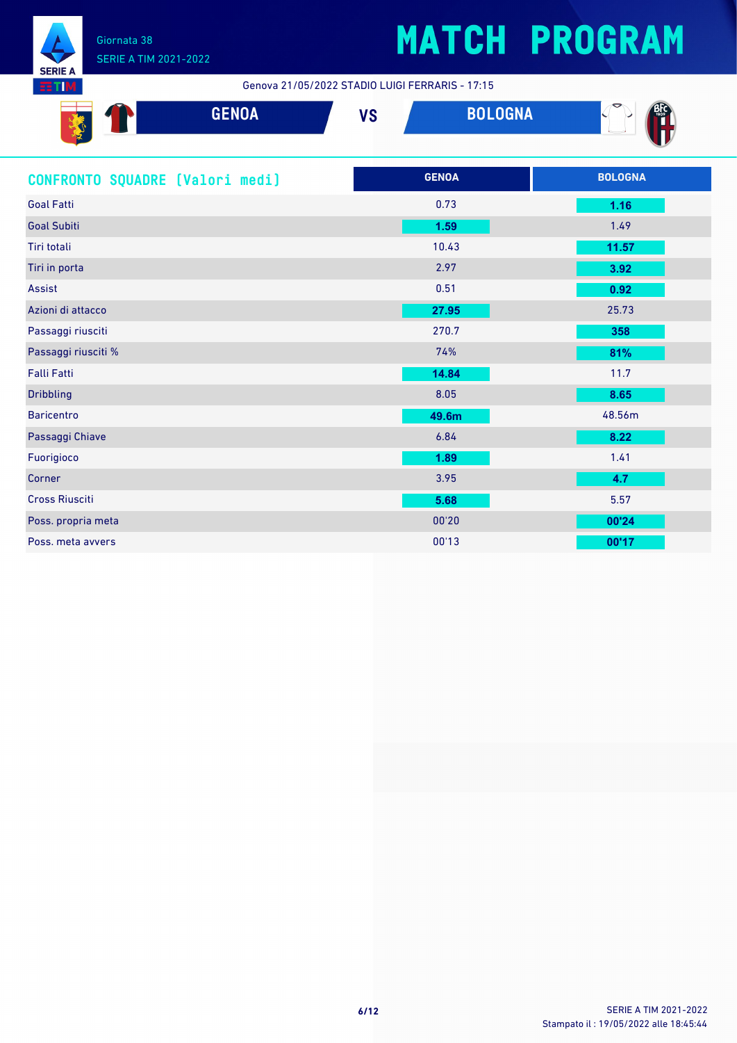Giornata 38
SERIE A TIM 2021-2022

# MATCH PROGRAM

Genova 21/05/2022 STADIO LUIGI FERRARIS - 17:15

**GENOA** VS **BOLOGNA**

## CONFRONTO SQUADRE [Valori medi]

| | GENOA | BOLOGNA |
|---|---|---|
| Goal Fatti | 0.73 | **1.16** |
| Goal Subiti | **1.59** | 1.49 |
| Tiri totali | 10.43 | **11.57** |
| Tiri in porta | 2.97 | **3.92** |
| Assist | 0.51 | **0.92** |
| Azioni di attacco | **27.95** | 25.73 |
| Passaggi riusciti | 270.7 | **358** |
| Passaggi riusciti % | 74% | **81%** |
| Falli Fatti | **14.84** | 11.7 |
| Dribbling | 8.05 | **8.65** |
| Baricentro | **49.6m** | 48.56m |
| Passaggi Chiave | 6.84 | **8.22** |
| Fuorigioco | **1.89** | 1.41 |
| Corner | 3.95 | **4.7** |
| Cross Riusciti | **5.68** | 5.57 |
| Poss. propria meta | 00'20 | **00'24** |
| Poss. meta avvers | 00'13 | **00'17** |

SERIE A TIM 2021-2022
Stampato il : 19/05/2022 alle 18:45:44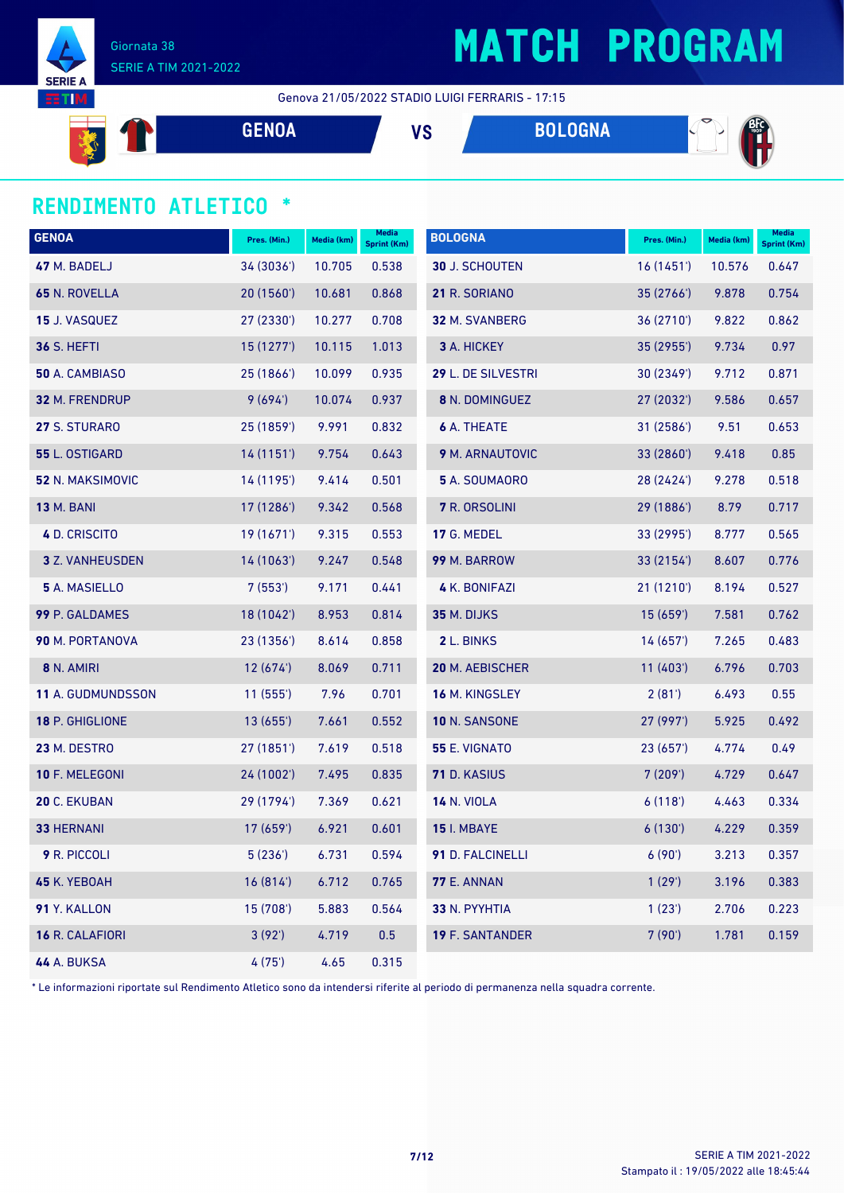Giornata 38
SERIE A TIM 2021-2022

# MATCH PROGRAM

Genova 21/05/2022 STADIO LUIGI FERRARIS - 17:15

**GENOA** VS **BOLOGNA**

## RENDIMENTO ATLETICO *

| GENOA | Pres. (Min.) | Media (km) | Media Sprint (Km) |
|---|---|---|---|
| **47** M. BADELJ | 34 (3036') | 10.705 | 0.538 |
| **65** N. ROVELLA | 20 (1560') | 10.681 | 0.868 |
| **15** J. VASQUEZ | 27 (2330') | 10.277 | 0.708 |
| **36** S. HEFTI | 15 (1277') | 10.115 | 1.013 |
| **50** A. CAMBIASO | 25 (1866') | 10.099 | 0.935 |
| **32** M. FRENDRUP | 9 (694') | 10.074 | 0.937 |
| **27** S. STURARO | 25 (1859') | 9.991 | 0.832 |
| **55** L. OSTIGARD | 14 (1151') | 9.754 | 0.643 |
| **52** N. MAKSIMOVIC | 14 (1195') | 9.414 | 0.501 |
| **13** M. BANI | 17 (1286') | 9.342 | 0.568 |
| **4** D. CRISCITO | 19 (1671') | 9.315 | 0.553 |
| **3** Z. VANHEUSDEN | 14 (1063') | 9.247 | 0.548 |
| **5** A. MASIELLO | 7 (553') | 9.171 | 0.441 |
| **99** P. GALDAMES | 18 (1042') | 8.953 | 0.814 |
| **90** M. PORTANOVA | 23 (1356') | 8.614 | 0.858 |
| **8** N. AMIRI | 12 (674') | 8.069 | 0.711 |
| **11** A. GUDMUNDSSON | 11 (555') | 7.96 | 0.701 |
| **18** P. GHIGLIONE | 13 (655') | 7.661 | 0.552 |
| **23** M. DESTRO | 27 (1851') | 7.619 | 0.518 |
| **10** F. MELEGONI | 24 (1002') | 7.495 | 0.835 |
| **20** C. EKUBAN | 29 (1794') | 7.369 | 0.621 |
| **33** HERNANI | 17 (659') | 6.921 | 0.601 |
| **9** R. PICCOLI | 5 (236') | 6.731 | 0.594 |
| **45** K. YEBOAH | 16 (814') | 6.712 | 0.765 |
| **91** Y. KALLON | 15 (708') | 5.883 | 0.564 |
| **16** R. CALAFIORI | 3 (92') | 4.719 | 0.5 |
| **44** A. BUKSA | 4 (75') | 4.65 | 0.315 |

| BOLOGNA | Pres. (Min.) | Media (km) | Media Sprint (Km) |
|---|---|---|---|
| **30** J. SCHOUTEN | 16 (1451') | 10.576 | 0.647 |
| **21** R. SORIANO | 35 (2766') | 9.878 | 0.754 |
| **32** M. SVANBERG | 36 (2710') | 9.822 | 0.862 |
| **3** A. HICKEY | 35 (2955') | 9.734 | 0.97 |
| **29** L. DE SILVESTRI | 30 (2349') | 9.712 | 0.871 |
| **8** N. DOMINGUEZ | 27 (2032') | 9.586 | 0.657 |
| **6** A. THEATE | 31 (2586') | 9.51 | 0.653 |
| **9** M. ARNAUTOVIC | 33 (2860') | 9.418 | 0.85 |
| **5** A. SOUMAORO | 28 (2424') | 9.278 | 0.518 |
| **7** R. ORSOLINI | 29 (1886') | 8.79 | 0.717 |
| **17** G. MEDEL | 33 (2995') | 8.777 | 0.565 |
| **99** M. BARROW | 33 (2154') | 8.607 | 0.776 |
| **4** K. BONIFAZI | 21 (1210') | 8.194 | 0.527 |
| **35** M. DIJKS | 15 (659') | 7.581 | 0.762 |
| **2** L. BINKS | 14 (657') | 7.265 | 0.483 |
| **20** M. AEBISCHER | 11 (403') | 6.796 | 0.703 |
| **16** M. KINGSLEY | 2 (81') | 6.493 | 0.55 |
| **10** N. SANSONE | 27 (997') | 5.925 | 0.492 |
| **55** E. VIGNATO | 23 (657') | 4.774 | 0.49 |
| **71** D. KASIUS | 7 (209') | 4.729 | 0.647 |
| **14** N. VIOLA | 6 (118') | 4.463 | 0.334 |
| **15** I. MBAYE | 6 (130') | 4.229 | 0.359 |
| **91** D. FALCINELLI | 6 (90') | 3.213 | 0.357 |
| **77** E. ANNAN | 1 (29') | 3.196 | 0.383 |
| **33** N. PYYHTIA | 1 (23') | 2.706 | 0.223 |
| **19** F. SANTANDER | 7 (90') | 1.781 | 0.159 |

* Le informazioni riportate sul Rendimento Atletico sono da intendersi riferite al periodo di permanenza nella squadra corrente.

Stampato il : 19/05/2022 alle 18:45:44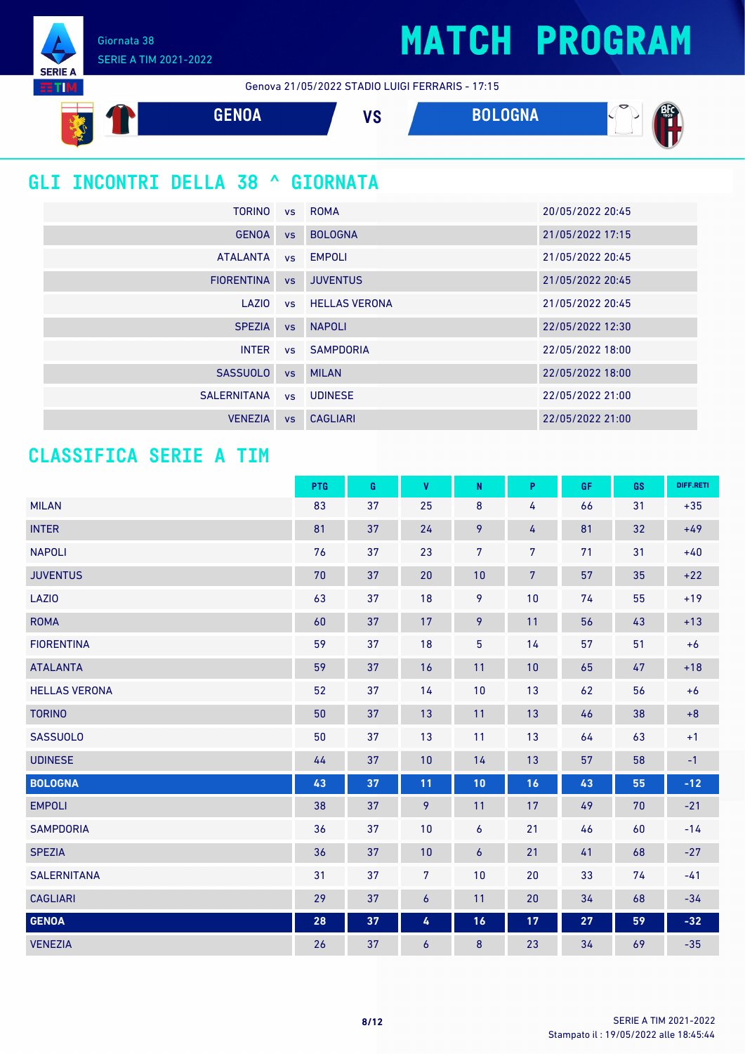Giornata 38
SERIE A TIM 2021-2022

# MATCH PROGRAM

Genova 21/05/2022 STADIO LUIGI FERRARIS - 17:15

**GENOA** VS **BOLOGNA**

## GLI INCONTRI DELLA 38 ^ GIORNATA

| | | | |
|---|---|---|---|
| TORINO | vs | ROMA | 20/05/2022 20:45 |
| GENOA | vs | BOLOGNA | 21/05/2022 17:15 |
| ATALANTA | vs | EMPOLI | 21/05/2022 20:45 |
| FIORENTINA | vs | JUVENTUS | 21/05/2022 20:45 |
| LAZIO | vs | HELLAS VERONA | 21/05/2022 20:45 |
| SPEZIA | vs | NAPOLI | 22/05/2022 12:30 |
| INTER | vs | SAMPDORIA | 22/05/2022 18:00 |
| SASSUOLO | vs | MILAN | 22/05/2022 18:00 |
| SALERNITANA | vs | UDINESE | 22/05/2022 21:00 |
| VENEZIA | vs | CAGLIARI | 22/05/2022 21:00 |

## CLASSIFICA SERIE A TIM

| | PTG | G | V | N | P | GF | GS | DIFF.RETI |
|---|---|---|---|---|---|---|---|---|
| MILAN | 83 | 37 | 25 | 8 | 4 | 66 | 31 | +35 |
| INTER | 81 | 37 | 24 | 9 | 4 | 81 | 32 | +49 |
| NAPOLI | 76 | 37 | 23 | 7 | 7 | 71 | 31 | +40 |
| JUVENTUS | 70 | 37 | 20 | 10 | 7 | 57 | 35 | +22 |
| LAZIO | 63 | 37 | 18 | 9 | 10 | 74 | 55 | +19 |
| ROMA | 60 | 37 | 17 | 9 | 11 | 56 | 43 | +13 |
| FIORENTINA | 59 | 37 | 18 | 5 | 14 | 57 | 51 | +6 |
| ATALANTA | 59 | 37 | 16 | 11 | 10 | 65 | 47 | +18 |
| HELLAS VERONA | 52 | 37 | 14 | 10 | 13 | 62 | 56 | +6 |
| TORINO | 50 | 37 | 13 | 11 | 13 | 46 | 38 | +8 |
| SASSUOLO | 50 | 37 | 13 | 11 | 13 | 64 | 63 | +1 |
| UDINESE | 44 | 37 | 10 | 14 | 13 | 57 | 58 | -1 |
| **BOLOGNA** | **43** | **37** | **11** | **10** | **16** | **43** | **55** | **-12** |
| EMPOLI | 38 | 37 | 9 | 11 | 17 | 49 | 70 | -21 |
| SAMPDORIA | 36 | 37 | 10 | 6 | 21 | 46 | 60 | -14 |
| SPEZIA | 36 | 37 | 10 | 6 | 21 | 41 | 68 | -27 |
| SALERNITANA | 31 | 37 | 7 | 10 | 20 | 33 | 74 | -41 |
| CAGLIARI | 29 | 37 | 6 | 11 | 20 | 34 | 68 | -34 |
| **GENOA** | **28** | **37** | **4** | **16** | **17** | **27** | **59** | **-32** |
| VENEZIA | 26 | 37 | 6 | 8 | 23 | 34 | 69 | -35 |

Stampato il : 19/05/2022 alle 18:45:44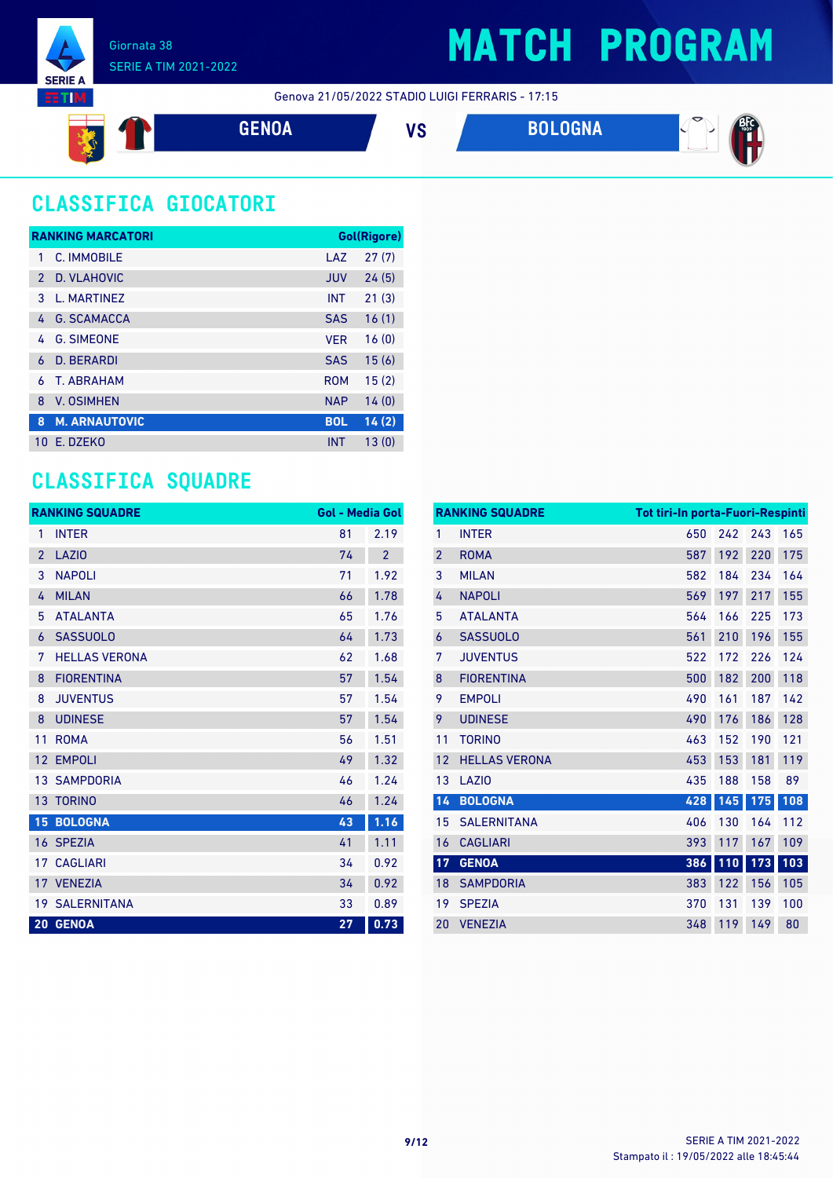Giornata 38
SERIE A TIM 2021-2022

# MATCH PROGRAM

Genova 21/05/2022 STADIO LUIGI FERRARIS - 17:15

GENOA VS BOLOGNA

## CLASSIFICA GIOCATORI

| RANKING MARCATORI | | | Gol(Rigore) |
|---|---|---|---|
| 1 | C. IMMOBILE | LAZ | 27 (7) |
| 2 | D. VLAHOVIC | JUV | 24 (5) |
| 3 | L. MARTINEZ | INT | 21 (3) |
| 4 | G. SCAMACCA | SAS | 16 (1) |
| 4 | G. SIMEONE | VER | 16 (0) |
| 6 | D. BERARDI | SAS | 15 (6) |
| 6 | T. ABRAHAM | ROM | 15 (2) |
| 8 | V. OSIMHEN | NAP | 14 (0) |
| 8 | M. ARNAUTOVIC | BOL | 14 (2) |
| 10 | E. DZEKO | INT | 13 (0) |

## CLASSIFICA SQUADRE

| RANKING SQUADRE | | Gol | Media Gol |
|---|---|---|---|
| 1 | INTER | 81 | 2.19 |
| 2 | LAZIO | 74 | 2 |
| 3 | NAPOLI | 71 | 1.92 |
| 4 | MILAN | 66 | 1.78 |
| 5 | ATALANTA | 65 | 1.76 |
| 6 | SASSUOLO | 64 | 1.73 |
| 7 | HELLAS VERONA | 62 | 1.68 |
| 8 | FIORENTINA | 57 | 1.54 |
| 8 | JUVENTUS | 57 | 1.54 |
| 8 | UDINESE | 57 | 1.54 |
| 11 | ROMA | 56 | 1.51 |
| 12 | EMPOLI | 49 | 1.32 |
| 13 | SAMPDORIA | 46 | 1.24 |
| 13 | TORINO | 46 | 1.24 |
| 15 | BOLOGNA | 43 | 1.16 |
| 16 | SPEZIA | 41 | 1.11 |
| 17 | CAGLIARI | 34 | 0.92 |
| 17 | VENEZIA | 34 | 0.92 |
| 19 | SALERNITANA | 33 | 0.89 |
| 20 | GENOA | 27 | 0.73 |

| RANKING SQUADRE | | Tot tiri | In porta | Fuori | Respinti |
|---|---|---|---|---|---|
| 1 | INTER | 650 | 242 | 243 | 165 |
| 2 | ROMA | 587 | 192 | 220 | 175 |
| 3 | MILAN | 582 | 184 | 234 | 164 |
| 4 | NAPOLI | 569 | 197 | 217 | 155 |
| 5 | ATALANTA | 564 | 166 | 225 | 173 |
| 6 | SASSUOLO | 561 | 210 | 196 | 155 |
| 7 | JUVENTUS | 522 | 172 | 226 | 124 |
| 8 | FIORENTINA | 500 | 182 | 200 | 118 |
| 9 | EMPOLI | 490 | 161 | 187 | 142 |
| 9 | UDINESE | 490 | 176 | 186 | 128 |
| 11 | TORINO | 463 | 152 | 190 | 121 |
| 12 | HELLAS VERONA | 453 | 153 | 181 | 119 |
| 13 | LAZIO | 435 | 188 | 158 | 89 |
| 14 | BOLOGNA | 428 | 145 | 175 | 108 |
| 15 | SALERNITANA | 406 | 130 | 164 | 112 |
| 16 | CAGLIARI | 393 | 117 | 167 | 109 |
| 17 | GENOA | 386 | 110 | 173 | 103 |
| 18 | SAMPDORIA | 383 | 122 | 156 | 105 |
| 19 | SPEZIA | 370 | 131 | 139 | 100 |
| 20 | VENEZIA | 348 | 119 | 149 | 80 |

Stampato il : 19/05/2022 alle 18:45:44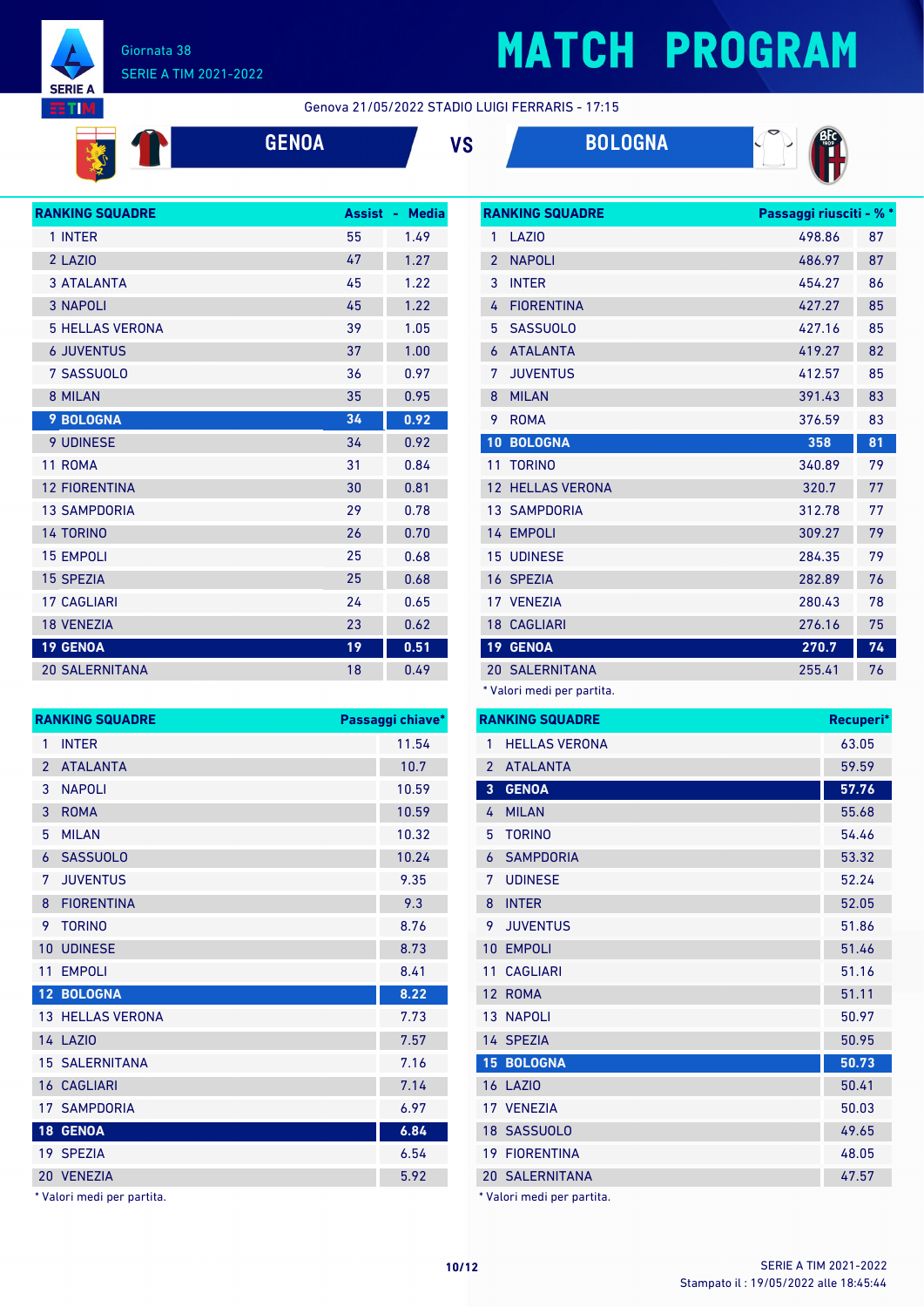Giornata 38

SERIE A TIM 2021-2022

# MATCH PROGRAM

Genova 21/05/2022 STADIO LUIGI FERRARIS - 17:15

## GENOA VS BOLOGNA

| RANKING SQUADRE | Assist | Media |
|---|---|---|
| 1 INTER | 55 | 1.49 |
| 2 LAZIO | 47 | 1.27 |
| 3 ATALANTA | 45 | 1.22 |
| 3 NAPOLI | 45 | 1.22 |
| 5 HELLAS VERONA | 39 | 1.05 |
| 6 JUVENTUS | 37 | 1.00 |
| 7 SASSUOLO | 36 | 0.97 |
| 8 MILAN | 35 | 0.95 |
| 9 BOLOGNA | 34 | 0.92 |
| 9 UDINESE | 34 | 0.92 |
| 11 ROMA | 31 | 0.84 |
| 12 FIORENTINA | 30 | 0.81 |
| 13 SAMPDORIA | 29 | 0.78 |
| 14 TORINO | 26 | 0.70 |
| 15 EMPOLI | 25 | 0.68 |
| 15 SPEZIA | 25 | 0.68 |
| 17 CAGLIARI | 24 | 0.65 |
| 18 VENEZIA | 23 | 0.62 |
| 19 GENOA | 19 | 0.51 |
| 20 SALERNITANA | 18 | 0.49 |

| RANKING SQUADRE | Passaggi riusciti* | %* |
|---|---|---|
| 1 LAZIO | 498.86 | 87 |
| 2 NAPOLI | 486.97 | 87 |
| 3 INTER | 454.27 | 86 |
| 4 FIORENTINA | 427.27 | 85 |
| 5 SASSUOLO | 427.16 | 85 |
| 6 ATALANTA | 419.27 | 82 |
| 7 JUVENTUS | 412.57 | 85 |
| 8 MILAN | 391.43 | 83 |
| 9 ROMA | 376.59 | 83 |
| 10 BOLOGNA | 358 | 81 |
| 11 TORINO | 340.89 | 79 |
| 12 HELLAS VERONA | 320.7 | 77 |
| 13 SAMPDORIA | 312.78 | 77 |
| 14 EMPOLI | 309.27 | 79 |
| 15 UDINESE | 284.35 | 79 |
| 16 SPEZIA | 282.89 | 76 |
| 17 VENEZIA | 280.43 | 78 |
| 18 CAGLIARI | 276.16 | 75 |
| 19 GENOA | 270.7 | 74 |
| 20 SALERNITANA | 255.41 | 76 |

* Valori medi per partita.

| RANKING SQUADRE | Passaggi chiave* |
|---|---|
| 1 INTER | 11.54 |
| 2 ATALANTA | 10.7 |
| 3 NAPOLI | 10.59 |
| 3 ROMA | 10.59 |
| 5 MILAN | 10.32 |
| 6 SASSUOLO | 10.24 |
| 7 JUVENTUS | 9.35 |
| 8 FIORENTINA | 9.3 |
| 9 TORINO | 8.76 |
| 10 UDINESE | 8.73 |
| 11 EMPOLI | 8.41 |
| 12 BOLOGNA | 8.22 |
| 13 HELLAS VERONA | 7.73 |
| 14 LAZIO | 7.57 |
| 15 SALERNITANA | 7.16 |
| 16 CAGLIARI | 7.14 |
| 17 SAMPDORIA | 6.97 |
| 18 GENOA | 6.84 |
| 19 SPEZIA | 6.54 |
| 20 VENEZIA | 5.92 |

* Valori medi per partita.

| RANKING SQUADRE | Recuperi* |
|---|---|
| 1 HELLAS VERONA | 63.05 |
| 2 ATALANTA | 59.59 |
| 3 GENOA | 57.76 |
| 4 MILAN | 55.68 |
| 5 TORINO | 54.46 |
| 6 SAMPDORIA | 53.32 |
| 7 UDINESE | 52.24 |
| 8 INTER | 52.05 |
| 9 JUVENTUS | 51.86 |
| 10 EMPOLI | 51.46 |
| 11 CAGLIARI | 51.16 |
| 12 ROMA | 51.11 |
| 13 NAPOLI | 50.97 |
| 14 SPEZIA | 50.95 |
| 15 BOLOGNA | 50.73 |
| 16 LAZIO | 50.41 |
| 17 VENEZIA | 50.03 |
| 18 SASSUOLO | 49.65 |
| 19 FIORENTINA | 48.05 |
| 20 SALERNITANA | 47.57 |

* Valori medi per partita.

Stampato il : 19/05/2022 alle 18:45:44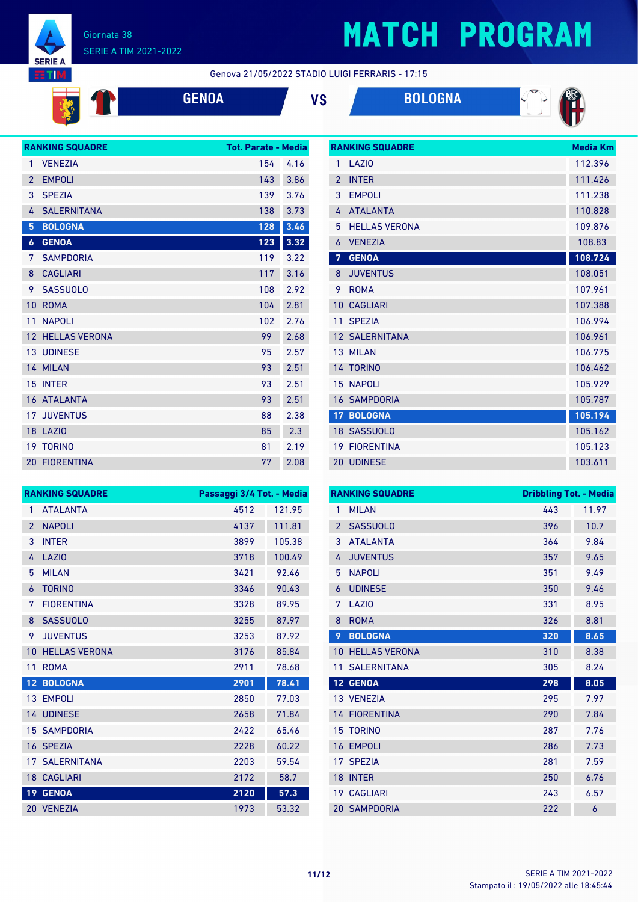# MATCH PROGRAM

Giornata 38
SERIE A TIM 2021-2022

Genova 21/05/2022 STADIO LUIGI FERRARIS - 17:15

## GENOA VS BOLOGNA

| RANKING SQUADRE | | Tot. Parate | Media |
|---|---|---|---|
| 1 | VENEZIA | 154 | 4.16 |
| 2 | EMPOLI | 143 | 3.86 |
| 3 | SPEZIA | 139 | 3.76 |
| 4 | SALERNITANA | 138 | 3.73 |
| 5 | BOLOGNA | 128 | 3.46 |
| 6 | GENOA | 123 | 3.32 |
| 7 | SAMPDORIA | 119 | 3.22 |
| 8 | CAGLIARI | 117 | 3.16 |
| 9 | SASSUOLO | 108 | 2.92 |
| 10 | ROMA | 104 | 2.81 |
| 11 | NAPOLI | 102 | 2.76 |
| 12 | HELLAS VERONA | 99 | 2.68 |
| 13 | UDINESE | 95 | 2.57 |
| 14 | MILAN | 93 | 2.51 |
| 15 | INTER | 93 | 2.51 |
| 16 | ATALANTA | 93 | 2.51 |
| 17 | JUVENTUS | 88 | 2.38 |
| 18 | LAZIO | 85 | 2.3 |
| 19 | TORINO | 81 | 2.19 |
| 20 | FIORENTINA | 77 | 2.08 |

| RANKING SQUADRE | | Media Km |
|---|---|---|
| 1 | LAZIO | 112.396 |
| 2 | INTER | 111.426 |
| 3 | EMPOLI | 111.238 |
| 4 | ATALANTA | 110.828 |
| 5 | HELLAS VERONA | 109.876 |
| 6 | VENEZIA | 108.83 |
| 7 | GENOA | 108.724 |
| 8 | JUVENTUS | 108.051 |
| 9 | ROMA | 107.961 |
| 10 | CAGLIARI | 107.388 |
| 11 | SPEZIA | 106.994 |
| 12 | SALERNITANA | 106.961 |
| 13 | MILAN | 106.775 |
| 14 | TORINO | 106.462 |
| 15 | NAPOLI | 105.929 |
| 16 | SAMPDORIA | 105.787 |
| 17 | BOLOGNA | 105.194 |
| 18 | SASSUOLO | 105.162 |
| 19 | FIORENTINA | 105.123 |
| 20 | UDINESE | 103.611 |

| RANKING SQUADRE | | Passaggi 3/4 Tot. | Media |
|---|---|---|---|
| 1 | ATALANTA | 4512 | 121.95 |
| 2 | NAPOLI | 4137 | 111.81 |
| 3 | INTER | 3899 | 105.38 |
| 4 | LAZIO | 3718 | 100.49 |
| 5 | MILAN | 3421 | 92.46 |
| 6 | TORINO | 3346 | 90.43 |
| 7 | FIORENTINA | 3328 | 89.95 |
| 8 | SASSUOLO | 3255 | 87.97 |
| 9 | JUVENTUS | 3253 | 87.92 |
| 10 | HELLAS VERONA | 3176 | 85.84 |
| 11 | ROMA | 2911 | 78.68 |
| 12 | BOLOGNA | 2901 | 78.41 |
| 13 | EMPOLI | 2850 | 77.03 |
| 14 | UDINESE | 2658 | 71.84 |
| 15 | SAMPDORIA | 2422 | 65.46 |
| 16 | SPEZIA | 2228 | 60.22 |
| 17 | SALERNITANA | 2203 | 59.54 |
| 18 | CAGLIARI | 2172 | 58.7 |
| 19 | GENOA | 2120 | 57.3 |
| 20 | VENEZIA | 1973 | 53.32 |

| RANKING SQUADRE | | Dribbling Tot. | Media |
|---|---|---|---|
| 1 | MILAN | 443 | 11.97 |
| 2 | SASSUOLO | 396 | 10.7 |
| 3 | ATALANTA | 364 | 9.84 |
| 4 | JUVENTUS | 357 | 9.65 |
| 5 | NAPOLI | 351 | 9.49 |
| 6 | UDINESE | 350 | 9.46 |
| 7 | LAZIO | 331 | 8.95 |
| 8 | ROMA | 326 | 8.81 |
| 9 | BOLOGNA | 320 | 8.65 |
| 10 | HELLAS VERONA | 310 | 8.38 |
| 11 | SALERNITANA | 305 | 8.24 |
| 12 | GENOA | 298 | 8.05 |
| 13 | VENEZIA | 295 | 7.97 |
| 14 | FIORENTINA | 290 | 7.84 |
| 15 | TORINO | 287 | 7.76 |
| 16 | EMPOLI | 286 | 7.73 |
| 17 | SPEZIA | 281 | 7.59 |
| 18 | INTER | 250 | 6.76 |
| 19 | CAGLIARI | 243 | 6.57 |
| 20 | SAMPDORIA | 222 | 6 |

Stampato il : 19/05/2022 alle 18:45:44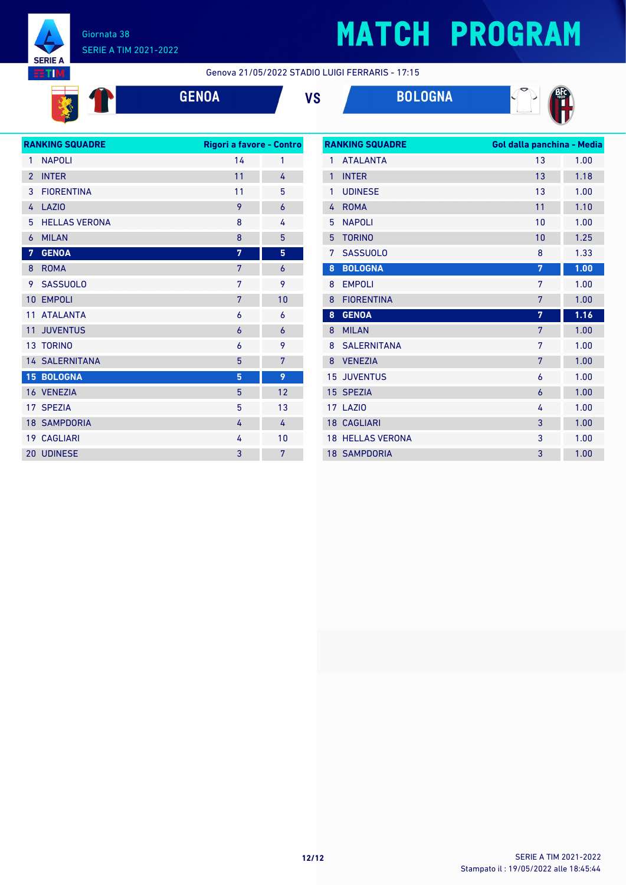Giornata 38

SERIE A TIM 2021-2022

# MATCH PROGRAM

Genova 21/05/2022 STADIO LUIGI FERRARIS - 17:15

**GENOA** VS **BOLOGNA**

| RANKING SQUADRE | | Rigori a favore | Contro |
|---|---|---|---|
| 1 | NAPOLI | 14 | 1 |
| 2 | INTER | 11 | 4 |
| 3 | FIORENTINA | 11 | 5 |
| 4 | LAZIO | 9 | 6 |
| 5 | HELLAS VERONA | 8 | 4 |
| 6 | MILAN | 8 | 5 |
| **7** | **GENOA** | **7** | **5** |
| 8 | ROMA | 7 | 6 |
| 9 | SASSUOLO | 7 | 9 |
| 10 | EMPOLI | 7 | 10 |
| 11 | ATALANTA | 6 | 6 |
| 11 | JUVENTUS | 6 | 6 |
| 13 | TORINO | 6 | 9 |
| 14 | SALERNITANA | 5 | 7 |
| **15** | **BOLOGNA** | **5** | **9** |
| 16 | VENEZIA | 5 | 12 |
| 17 | SPEZIA | 5 | 13 |
| 18 | SAMPDORIA | 4 | 4 |
| 19 | CAGLIARI | 4 | 10 |
| 20 | UDINESE | 3 | 7 |

| RANKING SQUADRE | | Gol dalla panchina | Media |
|---|---|---|---|
| 1 | ATALANTA | 13 | 1.00 |
| 1 | INTER | 13 | 1.18 |
| 1 | UDINESE | 13 | 1.00 |
| 4 | ROMA | 11 | 1.10 |
| 5 | NAPOLI | 10 | 1.00 |
| 5 | TORINO | 10 | 1.25 |
| 7 | SASSUOLO | 8 | 1.33 |
| **8** | **BOLOGNA** | **7** | **1.00** |
| 8 | EMPOLI | 7 | 1.00 |
| 8 | FIORENTINA | 7 | 1.00 |
| **8** | **GENOA** | **7** | **1.16** |
| 8 | MILAN | 7 | 1.00 |
| 8 | SALERNITANA | 7 | 1.00 |
| 8 | VENEZIA | 7 | 1.00 |
| 15 | JUVENTUS | 6 | 1.00 |
| 15 | SPEZIA | 6 | 1.00 |
| 17 | LAZIO | 4 | 1.00 |
| 18 | CAGLIARI | 3 | 1.00 |
| 18 | HELLAS VERONA | 3 | 1.00 |
| 18 | SAMPDORIA | 3 | 1.00 |

Stampato il : 19/05/2022 alle 18:45:44